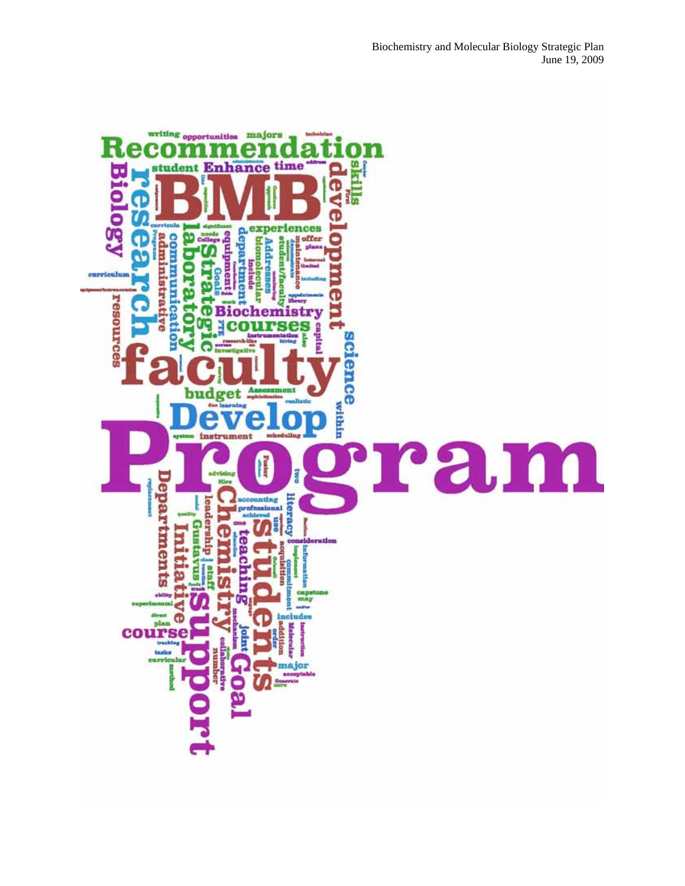Biochemistry and Molecular Biology Strategic Plan

June 19, 2009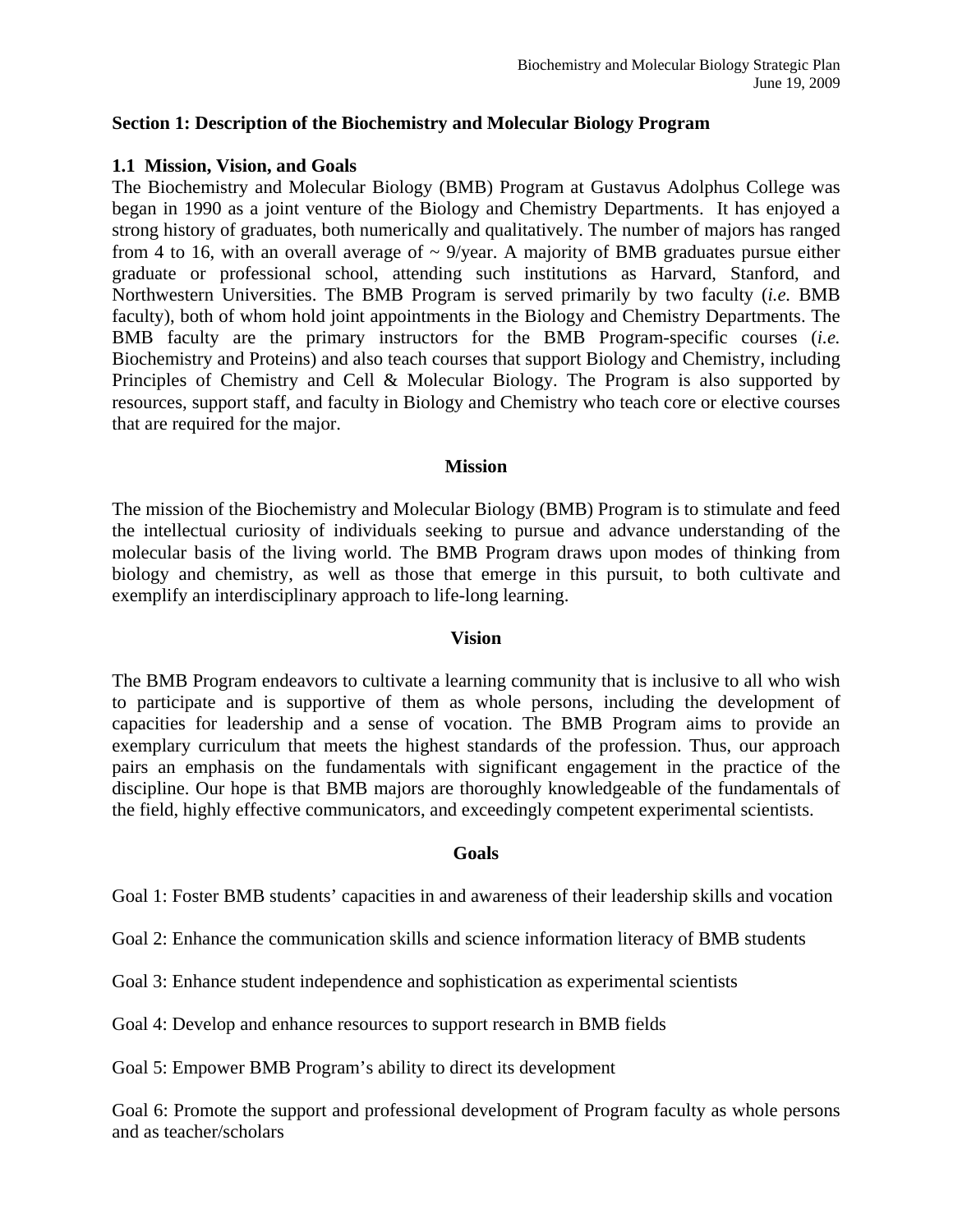## Section 1: Description of the Biochemistry and Molecular Biology Program

### 1.1 Mission, Vision, and Goals

The Biochemistry and Molecular Biology (BMB) Program at Gustavus Adolphus College was began in 1990 as a joint venture of the Biology and Chemistry Departments. It has enjoyed a strong history of graduates, both numerically and qualitatively. The number of majors has ranged from 4 to 16, with an overall average of ~ 9/year. A majority of BMB graduates pursue either graduate or professional school, attending such institutions as Harvard, Stanford, and Northwestern Universities. The BMB Program is served primarily by two faculty (*i.e.* BMB faculty), both of whom hold joint appointments in the Biology and Chemistry Departments. The BMB faculty are the primary instructors for the BMB Program-specific courses (*i.e.* Biochemistry and Proteins) and also teach courses that support Biology and Chemistry, including Principles of Chemistry and Cell & Molecular Biology. The Program is also supported by resources, support staff, and faculty in Biology and Chemistry who teach core or elective courses that are required for the major.

**Mission**

The mission of the Biochemistry and Molecular Biology (BMB) Program is to stimulate and feed the intellectual curiosity of individuals seeking to pursue and advance understanding of the molecular basis of the living world. The BMB Program draws upon modes of thinking from biology and chemistry, as well as those that emerge in this pursuit, to both cultivate and exemplify an interdisciplinary approach to life-long learning.

**Vision**

The BMB Program endeavors to cultivate a learning community that is inclusive to all who wish to participate and is supportive of them as whole persons, including the development of capacities for leadership and a sense of vocation. The BMB Program aims to provide an exemplary curriculum that meets the highest standards of the profession. Thus, our approach pairs an emphasis on the fundamentals with significant engagement in the practice of the discipline. Our hope is that BMB majors are thoroughly knowledgeable of the fundamentals of the field, highly effective communicators, and exceedingly competent experimental scientists.

**Goals**

Goal 1: Foster BMB students' capacities in and awareness of their leadership skills and vocation

Goal 2: Enhance the communication skills and science information literacy of BMB students

Goal 3: Enhance student independence and sophistication as experimental scientists

Goal 4: Develop and enhance resources to support research in BMB fields

Goal 5: Empower BMB Program's ability to direct its development

Goal 6: Promote the support and professional development of Program faculty as whole persons and as teacher/scholars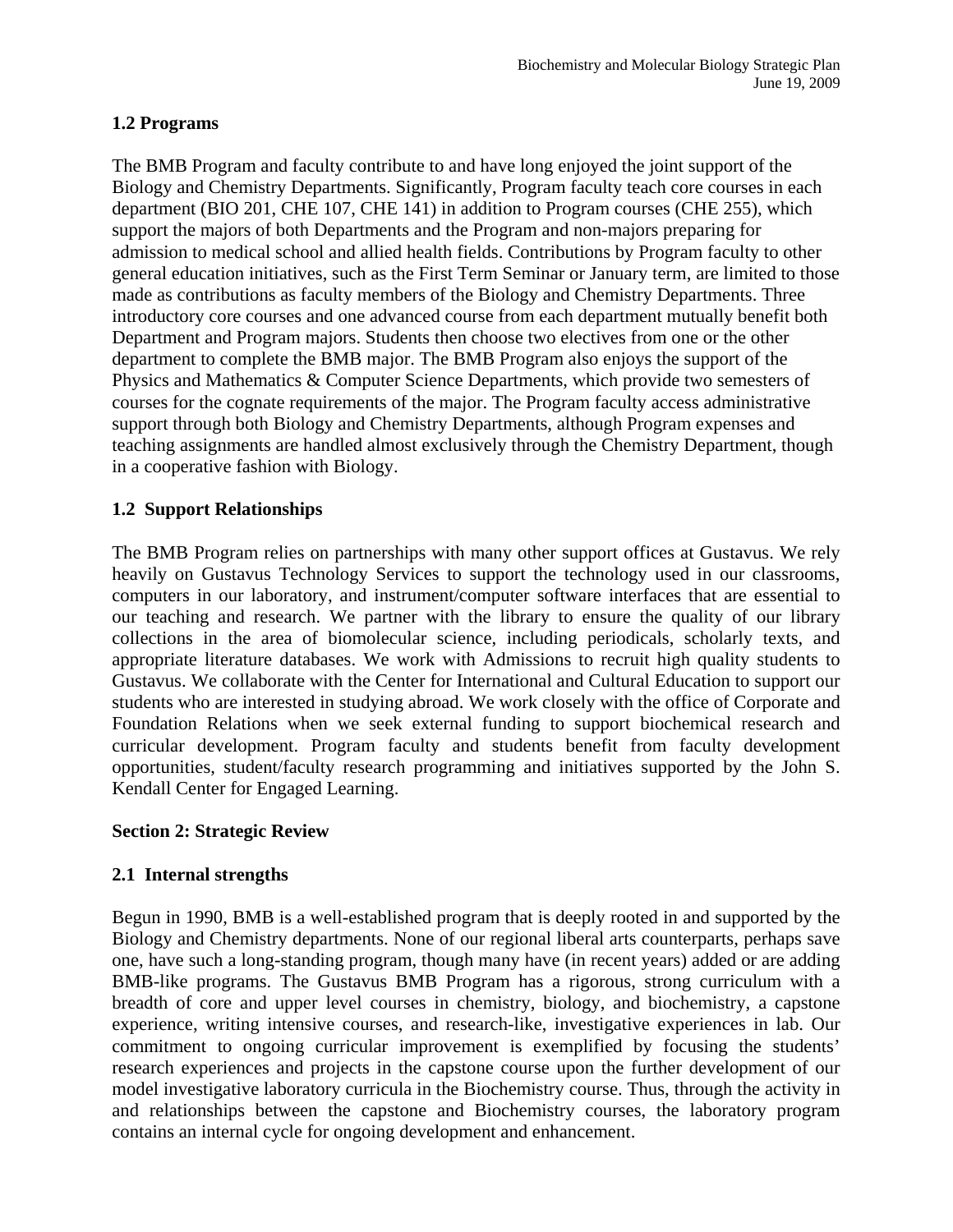## 1.2 Programs

The BMB Program and faculty contribute to and have long enjoyed the joint support of the Biology and Chemistry Departments. Significantly, Program faculty teach core courses in each department (BIO 201, CHE 107, CHE 141) in addition to Program courses (CHE 255), which support the majors of both Departments and the Program and non-majors preparing for admission to medical school and allied health fields. Contributions by Program faculty to other general education initiatives, such as the First Term Seminar or January term, are limited to those made as contributions as faculty members of the Biology and Chemistry Departments. Three introductory core courses and one advanced course from each department mutually benefit both Department and Program majors. Students then choose two electives from one or the other department to complete the BMB major. The BMB Program also enjoys the support of the Physics and Mathematics & Computer Science Departments, which provide two semesters of courses for the cognate requirements of the major. The Program faculty access administrative support through both Biology and Chemistry Departments, although Program expenses and teaching assignments are handled almost exclusively through the Chemistry Department, though in a cooperative fashion with Biology.

## 1.2 Support Relationships

The BMB Program relies on partnerships with many other support offices at Gustavus. We rely heavily on Gustavus Technology Services to support the technology used in our classrooms, computers in our laboratory, and instrument/computer software interfaces that are essential to our teaching and research. We partner with the library to ensure the quality of our library collections in the area of biomolecular science, including periodicals, scholarly texts, and appropriate literature databases. We work with Admissions to recruit high quality students to Gustavus. We collaborate with the Center for International and Cultural Education to support our students who are interested in studying abroad. We work closely with the office of Corporate and Foundation Relations when we seek external funding to support biochemical research and curricular development. Program faculty and students benefit from faculty development opportunities, student/faculty research programming and initiatives supported by the John S. Kendall Center for Engaged Learning.

# Section 2: Strategic Review

## 2.1 Internal strengths

Begun in 1990, BMB is a well-established program that is deeply rooted in and supported by the Biology and Chemistry departments. None of our regional liberal arts counterparts, perhaps save one, have such a long-standing program, though many have (in recent years) added or are adding BMB-like programs. The Gustavus BMB Program has a rigorous, strong curriculum with a breadth of core and upper level courses in chemistry, biology, and biochemistry, a capstone experience, writing intensive courses, and research-like, investigative experiences in lab. Our commitment to ongoing curricular improvement is exemplified by focusing the students' research experiences and projects in the capstone course upon the further development of our model investigative laboratory curricula in the Biochemistry course. Thus, through the activity in and relationships between the capstone and Biochemistry courses, the laboratory program contains an internal cycle for ongoing development and enhancement.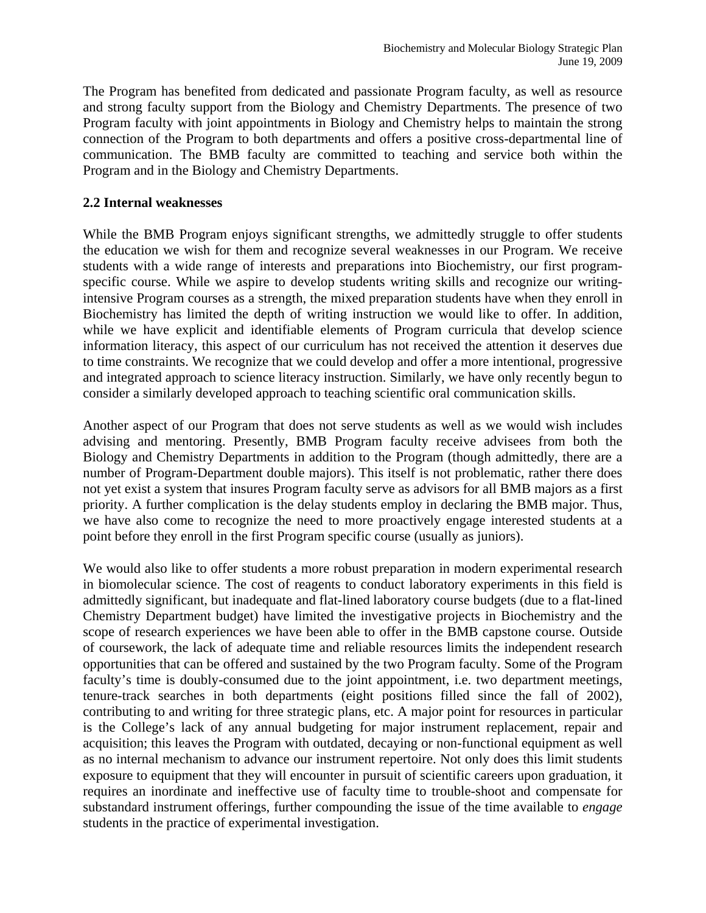The Program has benefited from dedicated and passionate Program faculty, as well as resource and strong faculty support from the Biology and Chemistry Departments. The presence of two Program faculty with joint appointments in Biology and Chemistry helps to maintain the strong connection of the Program to both departments and offers a positive cross-departmental line of communication. The BMB faculty are committed to teaching and service both within the Program and in the Biology and Chemistry Departments.

### 2.2 Internal weaknesses

While the BMB Program enjoys significant strengths, we admittedly struggle to offer students the education we wish for them and recognize several weaknesses in our Program. We receive students with a wide range of interests and preparations into Biochemistry, our first program-specific course. While we aspire to develop students writing skills and recognize our writing-intensive Program courses as a strength, the mixed preparation students have when they enroll in Biochemistry has limited the depth of writing instruction we would like to offer. In addition, while we have explicit and identifiable elements of Program curricula that develop science information literacy, this aspect of our curriculum has not received the attention it deserves due to time constraints. We recognize that we could develop and offer a more intentional, progressive and integrated approach to science literacy instruction. Similarly, we have only recently begun to consider a similarly developed approach to teaching scientific oral communication skills.

Another aspect of our Program that does not serve students as well as we would wish includes advising and mentoring. Presently, BMB Program faculty receive advisees from both the Biology and Chemistry Departments in addition to the Program (though admittedly, there are a number of Program-Department double majors). This itself is not problematic, rather there does not yet exist a system that insures Program faculty serve as advisors for all BMB majors as a first priority. A further complication is the delay students employ in declaring the BMB major. Thus, we have also come to recognize the need to more proactively engage interested students at a point before they enroll in the first Program specific course (usually as juniors).

We would also like to offer students a more robust preparation in modern experimental research in biomolecular science. The cost of reagents to conduct laboratory experiments in this field is admittedly significant, but inadequate and flat-lined laboratory course budgets (due to a flat-lined Chemistry Department budget) have limited the investigative projects in Biochemistry and the scope of research experiences we have been able to offer in the BMB capstone course. Outside of coursework, the lack of adequate time and reliable resources limits the independent research opportunities that can be offered and sustained by the two Program faculty. Some of the Program faculty's time is doubly-consumed due to the joint appointment, i.e. two department meetings, tenure-track searches in both departments (eight positions filled since the fall of 2002), contributing to and writing for three strategic plans, etc. A major point for resources in particular is the College's lack of any annual budgeting for major instrument replacement, repair and acquisition; this leaves the Program with outdated, decaying or non-functional equipment as well as no internal mechanism to advance our instrument repertoire. Not only does this limit students exposure to equipment that they will encounter in pursuit of scientific careers upon graduation, it requires an inordinate and ineffective use of faculty time to trouble-shoot and compensate for substandard instrument offerings, further compounding the issue of the time available to *engage* students in the practice of experimental investigation.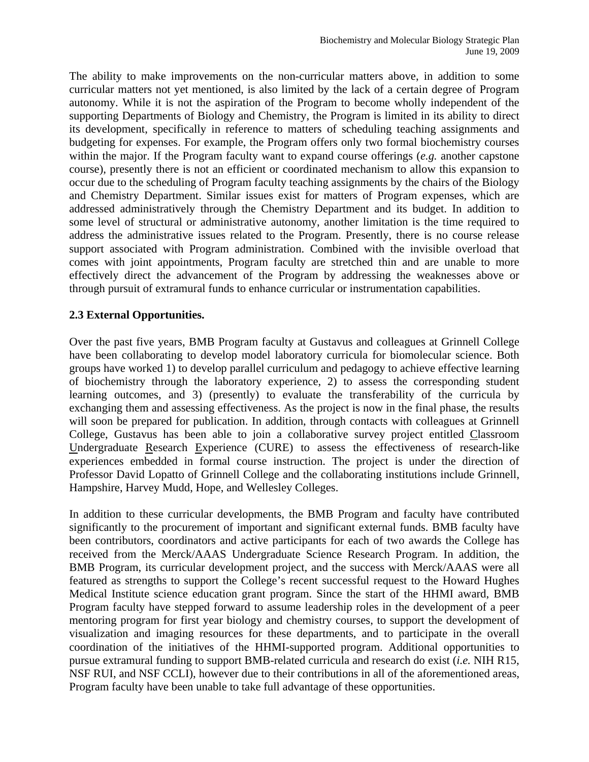The ability to make improvements on the non-curricular matters above, in addition to some curricular matters not yet mentioned, is also limited by the lack of a certain degree of Program autonomy. While it is not the aspiration of the Program to become wholly independent of the supporting Departments of Biology and Chemistry, the Program is limited in its ability to direct its development, specifically in reference to matters of scheduling teaching assignments and budgeting for expenses. For example, the Program offers only two formal biochemistry courses within the major. If the Program faculty want to expand course offerings (*e.g.* another capstone course), presently there is not an efficient or coordinated mechanism to allow this expansion to occur due to the scheduling of Program faculty teaching assignments by the chairs of the Biology and Chemistry Department. Similar issues exist for matters of Program expenses, which are addressed administratively through the Chemistry Department and its budget. In addition to some level of structural or administrative autonomy, another limitation is the time required to address the administrative issues related to the Program. Presently, there is no course release support associated with Program administration. Combined with the invisible overload that comes with joint appointments, Program faculty are stretched thin and are unable to more effectively direct the advancement of the Program by addressing the weaknesses above or through pursuit of extramural funds to enhance curricular or instrumentation capabilities.

### 2.3 External Opportunities.

Over the past five years, BMB Program faculty at Gustavus and colleagues at Grinnell College have been collaborating to develop model laboratory curricula for biomolecular science. Both groups have worked 1) to develop parallel curriculum and pedagogy to achieve effective learning of biochemistry through the laboratory experience, 2) to assess the corresponding student learning outcomes, and 3) (presently) to evaluate the transferability of the curricula by exchanging them and assessing effectiveness. As the project is now in the final phase, the results will soon be prepared for publication. In addition, through contacts with colleagues at Grinnell College, Gustavus has been able to join a collaborative survey project entitled Classroom Undergraduate Research Experience (CURE) to assess the effectiveness of research-like experiences embedded in formal course instruction. The project is under the direction of Professor David Lopatto of Grinnell College and the collaborating institutions include Grinnell, Hampshire, Harvey Mudd, Hope, and Wellesley Colleges.

In addition to these curricular developments, the BMB Program and faculty have contributed significantly to the procurement of important and significant external funds. BMB faculty have been contributors, coordinators and active participants for each of two awards the College has received from the Merck/AAAS Undergraduate Science Research Program. In addition, the BMB Program, its curricular development project, and the success with Merck/AAAS were all featured as strengths to support the College's recent successful request to the Howard Hughes Medical Institute science education grant program. Since the start of the HHMI award, BMB Program faculty have stepped forward to assume leadership roles in the development of a peer mentoring program for first year biology and chemistry courses, to support the development of visualization and imaging resources for these departments, and to participate in the overall coordination of the initiatives of the HHMI-supported program. Additional opportunities to pursue extramural funding to support BMB-related curricula and research do exist (*i.e.* NIH R15, NSF RUI, and NSF CCLI), however due to their contributions in all of the aforementioned areas, Program faculty have been unable to take full advantage of these opportunities.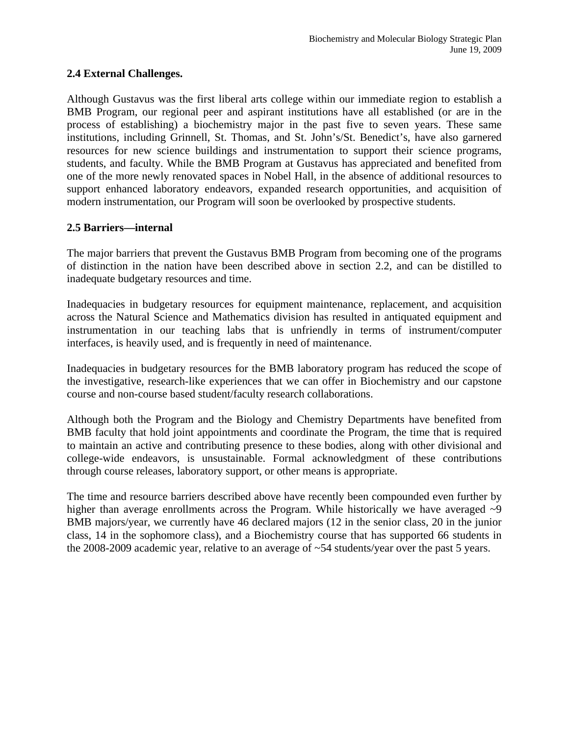## 2.4 External Challenges.

Although Gustavus was the first liberal arts college within our immediate region to establish a BMB Program, our regional peer and aspirant institutions have all established (or are in the process of establishing) a biochemistry major in the past five to seven years. These same institutions, including Grinnell, St. Thomas, and St. John's/St. Benedict's, have also garnered resources for new science buildings and instrumentation to support their science programs, students, and faculty. While the BMB Program at Gustavus has appreciated and benefited from one of the more newly renovated spaces in Nobel Hall, in the absence of additional resources to support enhanced laboratory endeavors, expanded research opportunities, and acquisition of modern instrumentation, our Program will soon be overlooked by prospective students.

## 2.5 Barriers—internal

The major barriers that prevent the Gustavus BMB Program from becoming one of the programs of distinction in the nation have been described above in section 2.2, and can be distilled to inadequate budgetary resources and time.

Inadequacies in budgetary resources for equipment maintenance, replacement, and acquisition across the Natural Science and Mathematics division has resulted in antiquated equipment and instrumentation in our teaching labs that is unfriendly in terms of instrument/computer interfaces, is heavily used, and is frequently in need of maintenance.

Inadequacies in budgetary resources for the BMB laboratory program has reduced the scope of the investigative, research-like experiences that we can offer in Biochemistry and our capstone course and non-course based student/faculty research collaborations.

Although both the Program and the Biology and Chemistry Departments have benefited from BMB faculty that hold joint appointments and coordinate the Program, the time that is required to maintain an active and contributing presence to these bodies, along with other divisional and college-wide endeavors, is unsustainable. Formal acknowledgment of these contributions through course releases, laboratory support, or other means is appropriate.

The time and resource barriers described above have recently been compounded even further by higher than average enrollments across the Program. While historically we have averaged ~9 BMB majors/year, we currently have 46 declared majors (12 in the senior class, 20 in the junior class, 14 in the sophomore class), and a Biochemistry course that has supported 66 students in the 2008-2009 academic year, relative to an average of ~54 students/year over the past 5 years.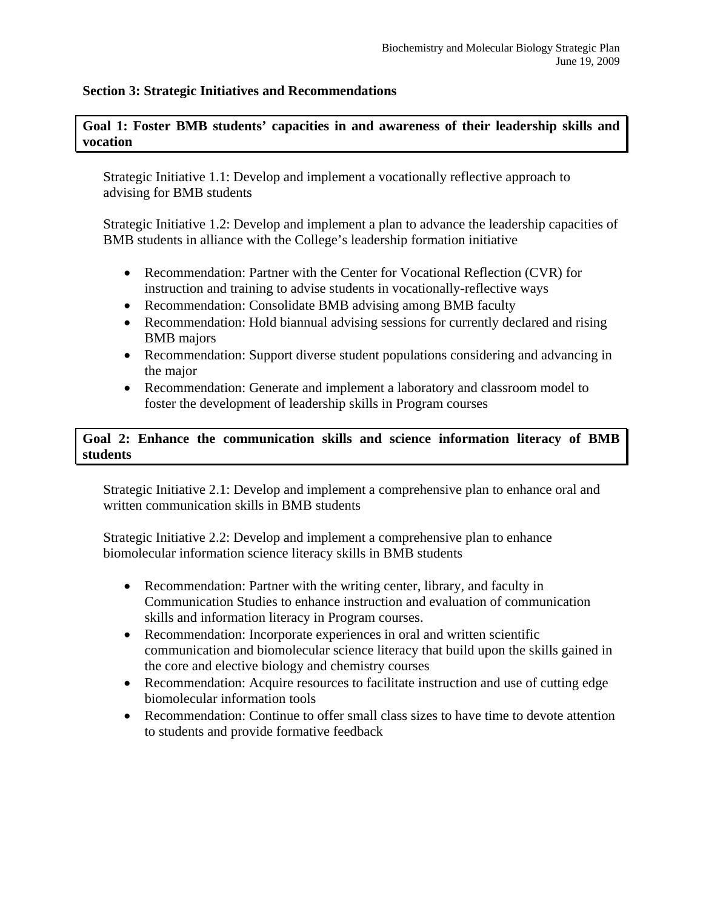## Section 3: Strategic Initiatives and Recommendations

**Goal 1: Foster BMB students' capacities in and awareness of their leadership skills and vocation**

Strategic Initiative 1.1: Develop and implement a vocationally reflective approach to advising for BMB students

Strategic Initiative 1.2: Develop and implement a plan to advance the leadership capacities of BMB students in alliance with the College's leadership formation initiative

- Recommendation: Partner with the Center for Vocational Reflection (CVR) for instruction and training to advise students in vocationally-reflective ways
- Recommendation: Consolidate BMB advising among BMB faculty
- Recommendation: Hold biannual advising sessions for currently declared and rising BMB majors
- Recommendation: Support diverse student populations considering and advancing in the major
- Recommendation: Generate and implement a laboratory and classroom model to foster the development of leadership skills in Program courses

**Goal 2: Enhance the communication skills and science information literacy of BMB students**

Strategic Initiative 2.1: Develop and implement a comprehensive plan to enhance oral and written communication skills in BMB students

Strategic Initiative 2.2: Develop and implement a comprehensive plan to enhance biomolecular information science literacy skills in BMB students

- Recommendation: Partner with the writing center, library, and faculty in Communication Studies to enhance instruction and evaluation of communication skills and information literacy in Program courses.
- Recommendation: Incorporate experiences in oral and written scientific communication and biomolecular science literacy that build upon the skills gained in the core and elective biology and chemistry courses
- Recommendation: Acquire resources to facilitate instruction and use of cutting edge biomolecular information tools
- Recommendation: Continue to offer small class sizes to have time to devote attention to students and provide formative feedback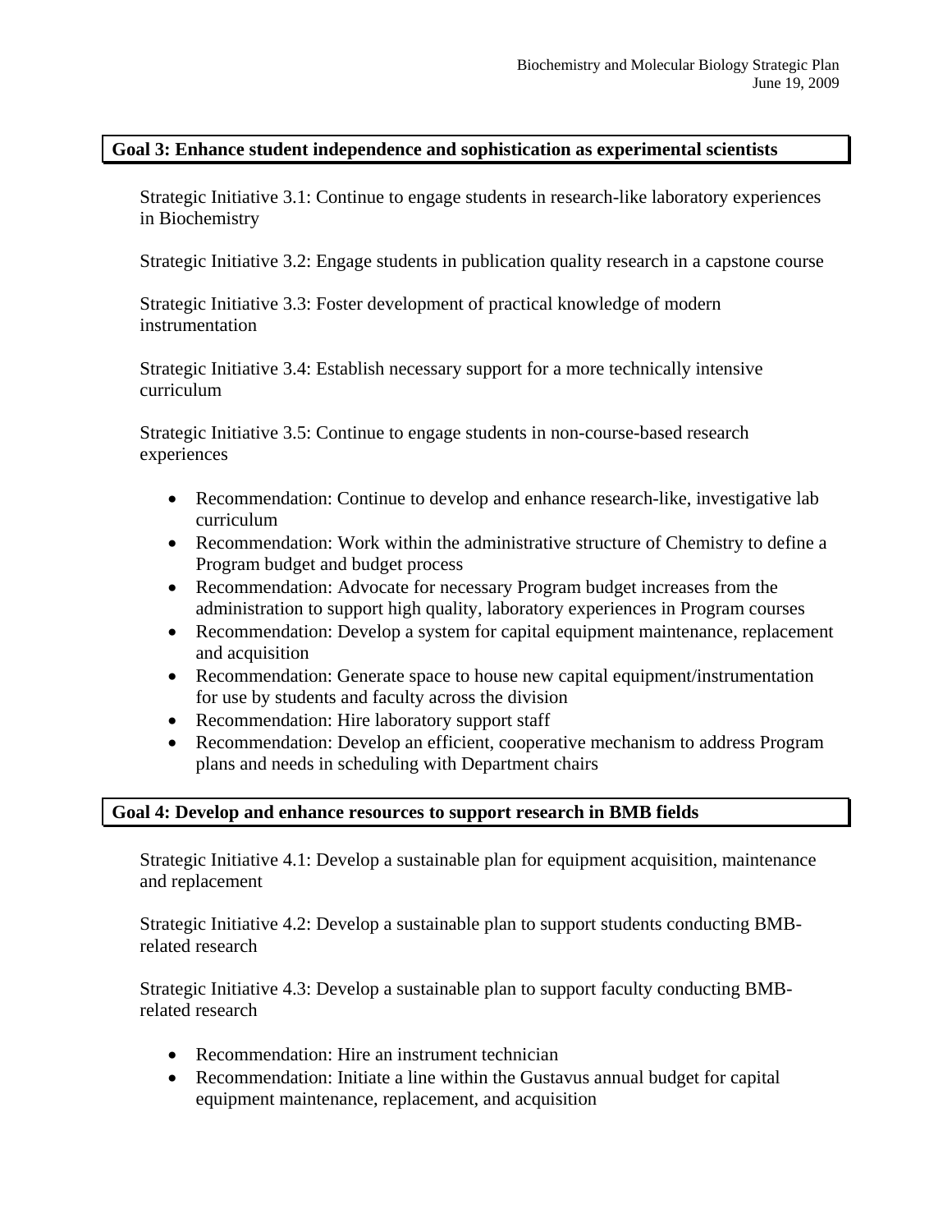## Goal 3: Enhance student independence and sophistication as experimental scientists

Strategic Initiative 3.1: Continue to engage students in research-like laboratory experiences in Biochemistry

Strategic Initiative 3.2: Engage students in publication quality research in a capstone course

Strategic Initiative 3.3: Foster development of practical knowledge of modern instrumentation

Strategic Initiative 3.4: Establish necessary support for a more technically intensive curriculum

Strategic Initiative 3.5: Continue to engage students in non-course-based research experiences

- Recommendation: Continue to develop and enhance research-like, investigative lab curriculum
- Recommendation: Work within the administrative structure of Chemistry to define a Program budget and budget process
- Recommendation: Advocate for necessary Program budget increases from the administration to support high quality, laboratory experiences in Program courses
- Recommendation: Develop a system for capital equipment maintenance, replacement and acquisition
- Recommendation: Generate space to house new capital equipment/instrumentation for use by students and faculty across the division
- Recommendation: Hire laboratory support staff
- Recommendation: Develop an efficient, cooperative mechanism to address Program plans and needs in scheduling with Department chairs

## Goal 4: Develop and enhance resources to support research in BMB fields

Strategic Initiative 4.1: Develop a sustainable plan for equipment acquisition, maintenance and replacement

Strategic Initiative 4.2: Develop a sustainable plan to support students conducting BMB-related research

Strategic Initiative 4.3: Develop a sustainable plan to support faculty conducting BMB-related research

- Recommendation: Hire an instrument technician
- Recommendation: Initiate a line within the Gustavus annual budget for capital equipment maintenance, replacement, and acquisition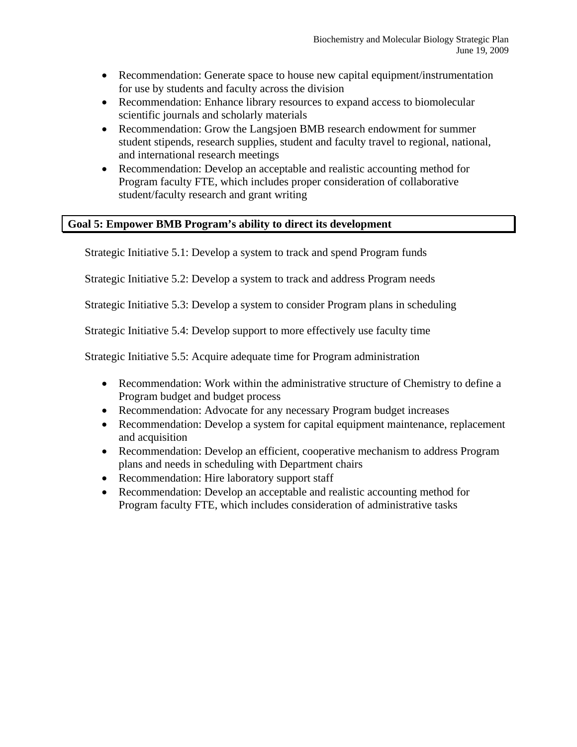- Recommendation: Generate space to house new capital equipment/instrumentation for use by students and faculty across the division
- Recommendation: Enhance library resources to expand access to biomolecular scientific journals and scholarly materials
- Recommendation: Grow the Langsjoen BMB research endowment for summer student stipends, research supplies, student and faculty travel to regional, national, and international research meetings
- Recommendation: Develop an acceptable and realistic accounting method for Program faculty FTE, which includes proper consideration of collaborative student/faculty research and grant writing

## Goal 5: Empower BMB Program's ability to direct its development

Strategic Initiative 5.1: Develop a system to track and spend Program funds

Strategic Initiative 5.2: Develop a system to track and address Program needs

Strategic Initiative 5.3: Develop a system to consider Program plans in scheduling

Strategic Initiative 5.4: Develop support to more effectively use faculty time

Strategic Initiative 5.5: Acquire adequate time for Program administration

- Recommendation: Work within the administrative structure of Chemistry to define a Program budget and budget process
- Recommendation: Advocate for any necessary Program budget increases
- Recommendation: Develop a system for capital equipment maintenance, replacement and acquisition
- Recommendation: Develop an efficient, cooperative mechanism to address Program plans and needs in scheduling with Department chairs
- Recommendation: Hire laboratory support staff
- Recommendation: Develop an acceptable and realistic accounting method for Program faculty FTE, which includes consideration of administrative tasks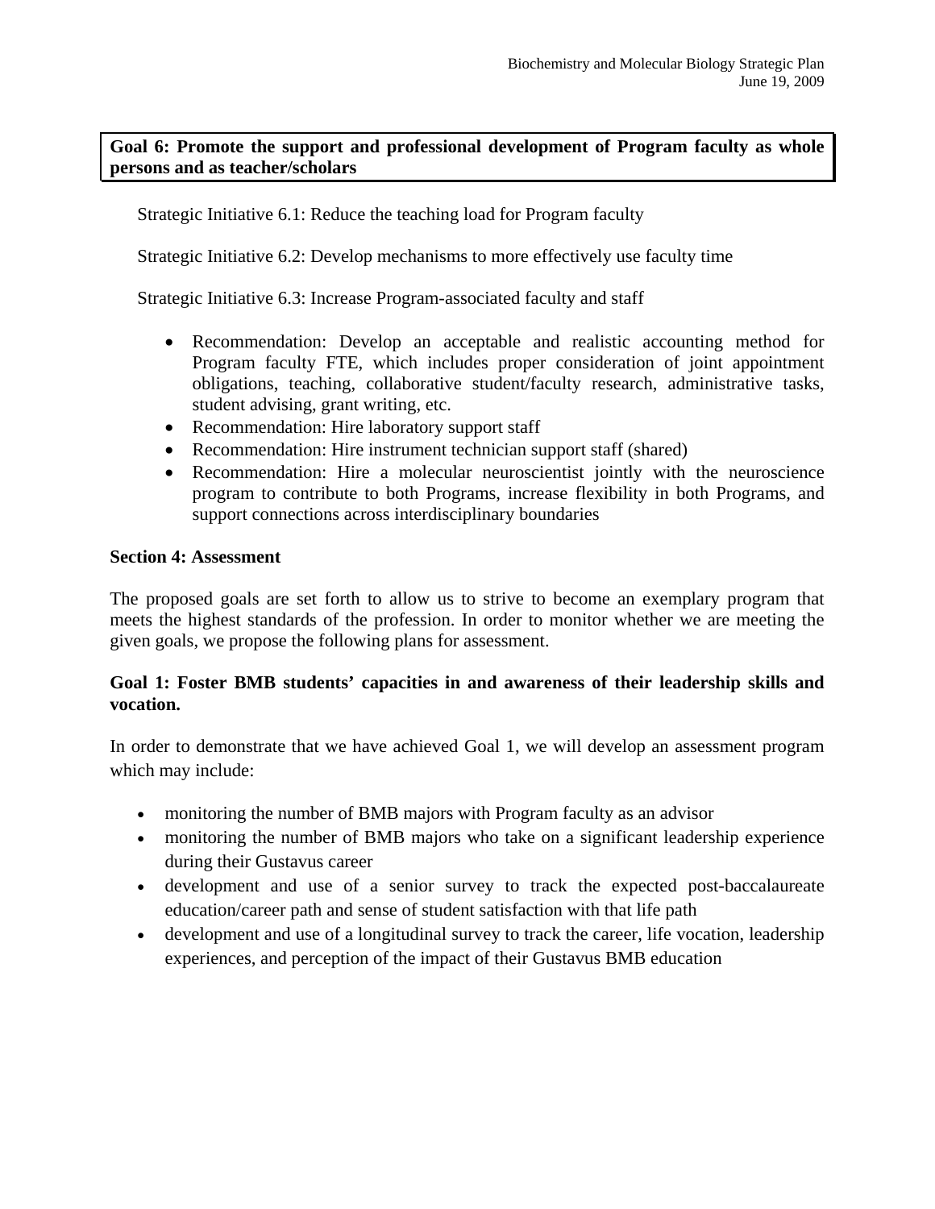**Goal 6: Promote the support and professional development of Program faculty as whole persons and as teacher/scholars**

Strategic Initiative 6.1: Reduce the teaching load for Program faculty

Strategic Initiative 6.2: Develop mechanisms to more effectively use faculty time

Strategic Initiative 6.3: Increase Program-associated faculty and staff

- Recommendation: Develop an acceptable and realistic accounting method for Program faculty FTE, which includes proper consideration of joint appointment obligations, teaching, collaborative student/faculty research, administrative tasks, student advising, grant writing, etc.
- Recommendation: Hire laboratory support staff
- Recommendation: Hire instrument technician support staff (shared)
- Recommendation: Hire a molecular neuroscientist jointly with the neuroscience program to contribute to both Programs, increase flexibility in both Programs, and support connections across interdisciplinary boundaries

## Section 4: Assessment

The proposed goals are set forth to allow us to strive to become an exemplary program that meets the highest standards of the profession. In order to monitor whether we are meeting the given goals, we propose the following plans for assessment.

### Goal 1: Foster BMB students' capacities in and awareness of their leadership skills and vocation.

In order to demonstrate that we have achieved Goal 1, we will develop an assessment program which may include:

- monitoring the number of BMB majors with Program faculty as an advisor
- monitoring the number of BMB majors who take on a significant leadership experience during their Gustavus career
- development and use of a senior survey to track the expected post-baccalaureate education/career path and sense of student satisfaction with that life path
- development and use of a longitudinal survey to track the career, life vocation, leadership experiences, and perception of the impact of their Gustavus BMB education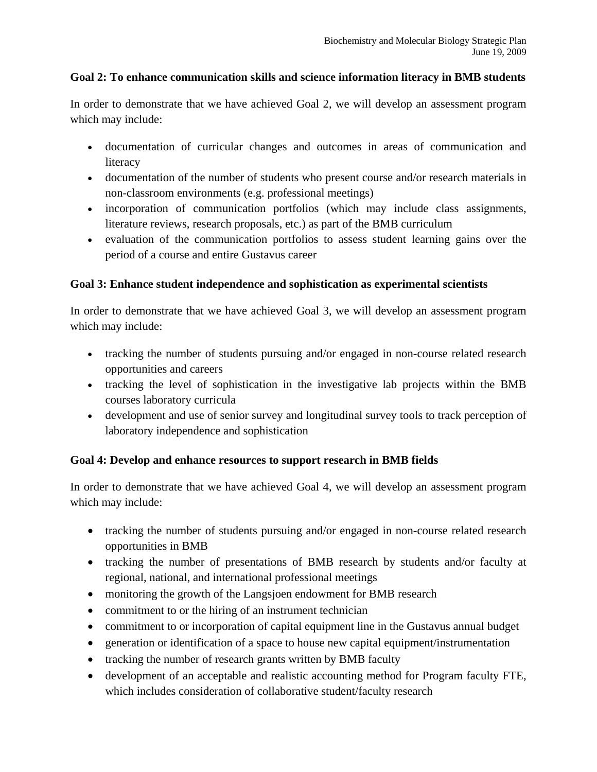**Goal 2: To enhance communication skills and science information literacy in BMB students**

In order to demonstrate that we have achieved Goal 2, we will develop an assessment program which may include:

- documentation of curricular changes and outcomes in areas of communication and literacy
- documentation of the number of students who present course and/or research materials in non-classroom environments (e.g. professional meetings)
- incorporation of communication portfolios (which may include class assignments, literature reviews, research proposals, etc.) as part of the BMB curriculum
- evaluation of the communication portfolios to assess student learning gains over the period of a course and entire Gustavus career

**Goal 3: Enhance student independence and sophistication as experimental scientists**

In order to demonstrate that we have achieved Goal 3, we will develop an assessment program which may include:

- tracking the number of students pursuing and/or engaged in non-course related research opportunities and careers
- tracking the level of sophistication in the investigative lab projects within the BMB courses laboratory curricula
- development and use of senior survey and longitudinal survey tools to track perception of laboratory independence and sophistication

**Goal 4: Develop and enhance resources to support research in BMB fields**

In order to demonstrate that we have achieved Goal 4, we will develop an assessment program which may include:

- tracking the number of students pursuing and/or engaged in non-course related research opportunities in BMB
- tracking the number of presentations of BMB research by students and/or faculty at regional, national, and international professional meetings
- monitoring the growth of the Langsjoen endowment for BMB research
- commitment to or the hiring of an instrument technician
- commitment to or incorporation of capital equipment line in the Gustavus annual budget
- generation or identification of a space to house new capital equipment/instrumentation
- tracking the number of research grants written by BMB faculty
- development of an acceptable and realistic accounting method for Program faculty FTE, which includes consideration of collaborative student/faculty research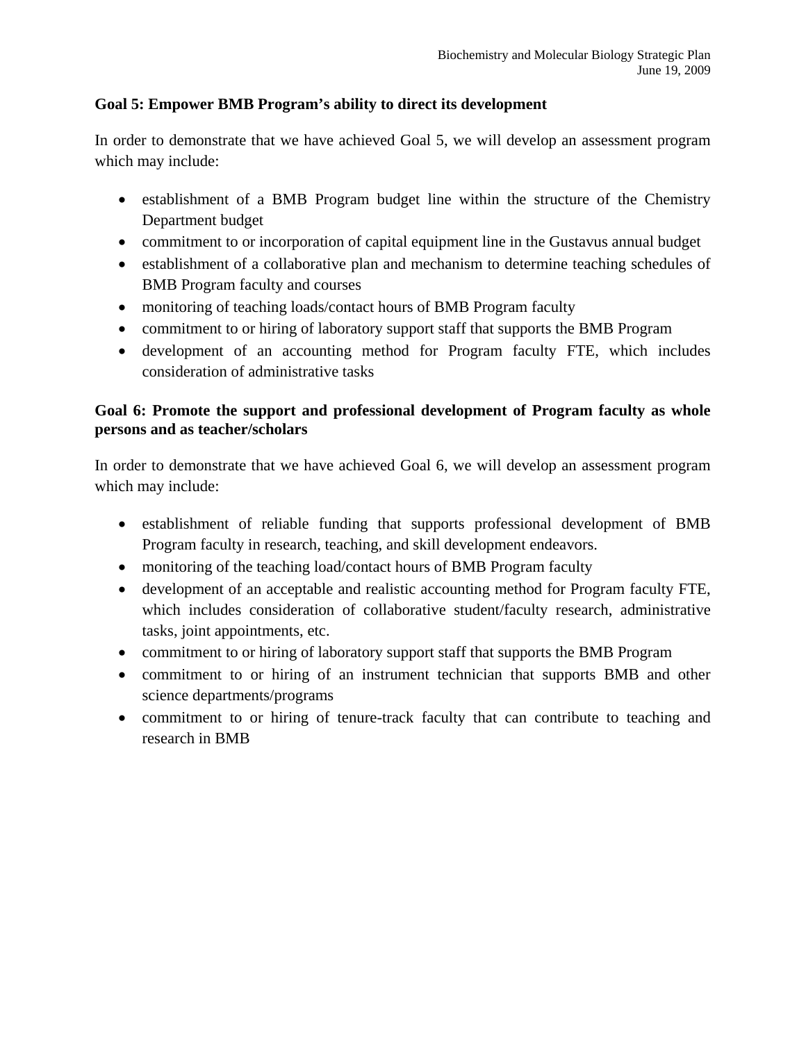**Goal 5: Empower BMB Program's ability to direct its development**

In order to demonstrate that we have achieved Goal 5, we will develop an assessment program which may include:

- establishment of a BMB Program budget line within the structure of the Chemistry Department budget
- commitment to or incorporation of capital equipment line in the Gustavus annual budget
- establishment of a collaborative plan and mechanism to determine teaching schedules of BMB Program faculty and courses
- monitoring of teaching loads/contact hours of BMB Program faculty
- commitment to or hiring of laboratory support staff that supports the BMB Program
- development of an accounting method for Program faculty FTE, which includes consideration of administrative tasks

**Goal 6: Promote the support and professional development of Program faculty as whole persons and as teacher/scholars**

In order to demonstrate that we have achieved Goal 6, we will develop an assessment program which may include:

- establishment of reliable funding that supports professional development of BMB Program faculty in research, teaching, and skill development endeavors.
- monitoring of the teaching load/contact hours of BMB Program faculty
- development of an acceptable and realistic accounting method for Program faculty FTE, which includes consideration of collaborative student/faculty research, administrative tasks, joint appointments, etc.
- commitment to or hiring of laboratory support staff that supports the BMB Program
- commitment to or hiring of an instrument technician that supports BMB and other science departments/programs
- commitment to or hiring of tenure-track faculty that can contribute to teaching and research in BMB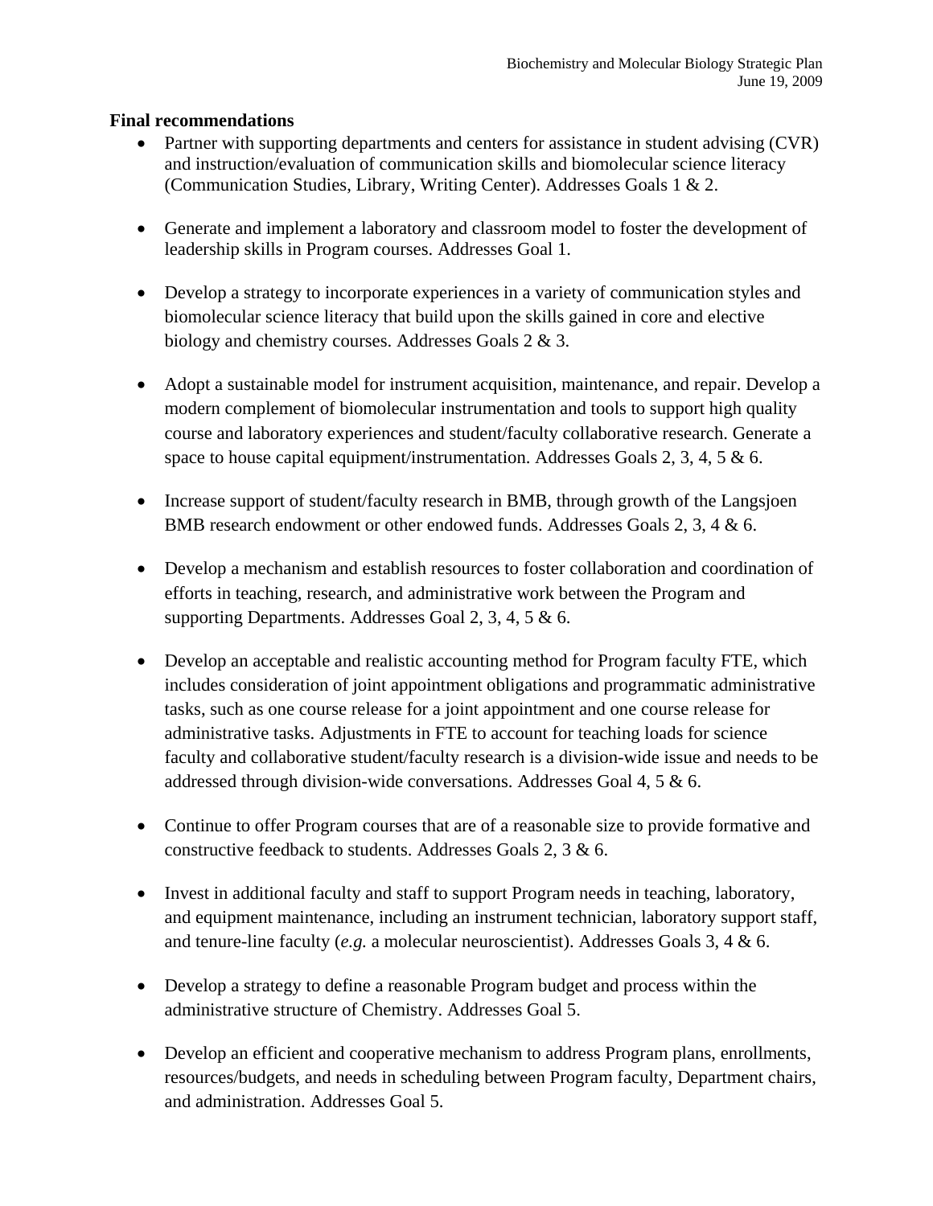**Final recommendations**

- Partner with supporting departments and centers for assistance in student advising (CVR) and instruction/evaluation of communication skills and biomolecular science literacy (Communication Studies, Library, Writing Center). Addresses Goals 1 & 2.

- Generate and implement a laboratory and classroom model to foster the development of leadership skills in Program courses. Addresses Goal 1.

- Develop a strategy to incorporate experiences in a variety of communication styles and biomolecular science literacy that build upon the skills gained in core and elective biology and chemistry courses. Addresses Goals 2 & 3.

- Adopt a sustainable model for instrument acquisition, maintenance, and repair. Develop a modern complement of biomolecular instrumentation and tools to support high quality course and laboratory experiences and student/faculty collaborative research. Generate a space to house capital equipment/instrumentation. Addresses Goals 2, 3, 4, 5 & 6.

- Increase support of student/faculty research in BMB, through growth of the Langsjoen BMB research endowment or other endowed funds. Addresses Goals 2, 3, 4 & 6.

- Develop a mechanism and establish resources to foster collaboration and coordination of efforts in teaching, research, and administrative work between the Program and supporting Departments. Addresses Goal 2, 3, 4, 5 & 6.

- Develop an acceptable and realistic accounting method for Program faculty FTE, which includes consideration of joint appointment obligations and programmatic administrative tasks, such as one course release for a joint appointment and one course release for administrative tasks. Adjustments in FTE to account for teaching loads for science faculty and collaborative student/faculty research is a division-wide issue and needs to be addressed through division-wide conversations. Addresses Goal 4, 5 & 6.

- Continue to offer Program courses that are of a reasonable size to provide formative and constructive feedback to students. Addresses Goals 2, 3 & 6.

- Invest in additional faculty and staff to support Program needs in teaching, laboratory, and equipment maintenance, including an instrument technician, laboratory support staff, and tenure-line faculty (*e.g.* a molecular neuroscientist). Addresses Goals 3, 4 & 6.

- Develop a strategy to define a reasonable Program budget and process within the administrative structure of Chemistry. Addresses Goal 5.

- Develop an efficient and cooperative mechanism to address Program plans, enrollments, resources/budgets, and needs in scheduling between Program faculty, Department chairs, and administration. Addresses Goal 5.